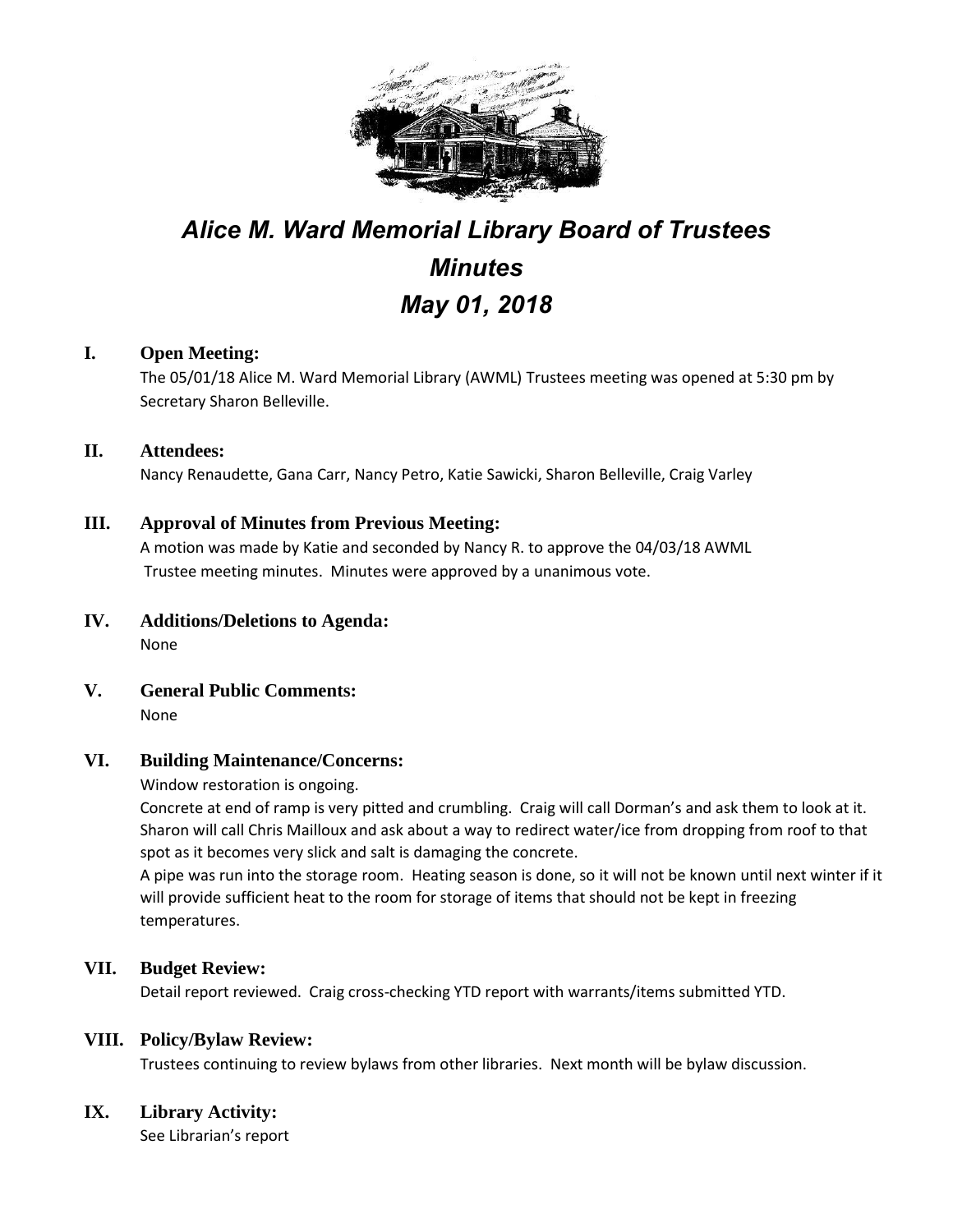# *Alice M. Ward Memorial Library Board of Trustees*
# *Minutes*
# *May 01, 2018*

## I. Open Meeting:

The 05/01/18 Alice M. Ward Memorial Library (AWML) Trustees meeting was opened at 5:30 pm by Secretary Sharon Belleville.

## II. Attendees:

Nancy Renaudette, Gana Carr, Nancy Petro, Katie Sawicki, Sharon Belleville, Craig Varley

## III. Approval of Minutes from Previous Meeting:

A motion was made by Katie and seconded by Nancy R. to approve the 04/03/18 AWML Trustee meeting minutes. Minutes were approved by a unanimous vote.

## IV. Additions/Deletions to Agenda:

None

## V. General Public Comments:

None

## VI. Building Maintenance/Concerns:

Window restoration is ongoing.

Concrete at end of ramp is very pitted and crumbling. Craig will call Dorman's and ask them to look at it. Sharon will call Chris Mailloux and ask about a way to redirect water/ice from dropping from roof to that spot as it becomes very slick and salt is damaging the concrete.

A pipe was run into the storage room. Heating season is done, so it will not be known until next winter if it will provide sufficient heat to the room for storage of items that should not be kept in freezing temperatures.

## VII. Budget Review:

Detail report reviewed. Craig cross-checking YTD report with warrants/items submitted YTD.

## VIII. Policy/Bylaw Review:

Trustees continuing to review bylaws from other libraries. Next month will be bylaw discussion.

## IX. Library Activity:

See Librarian's report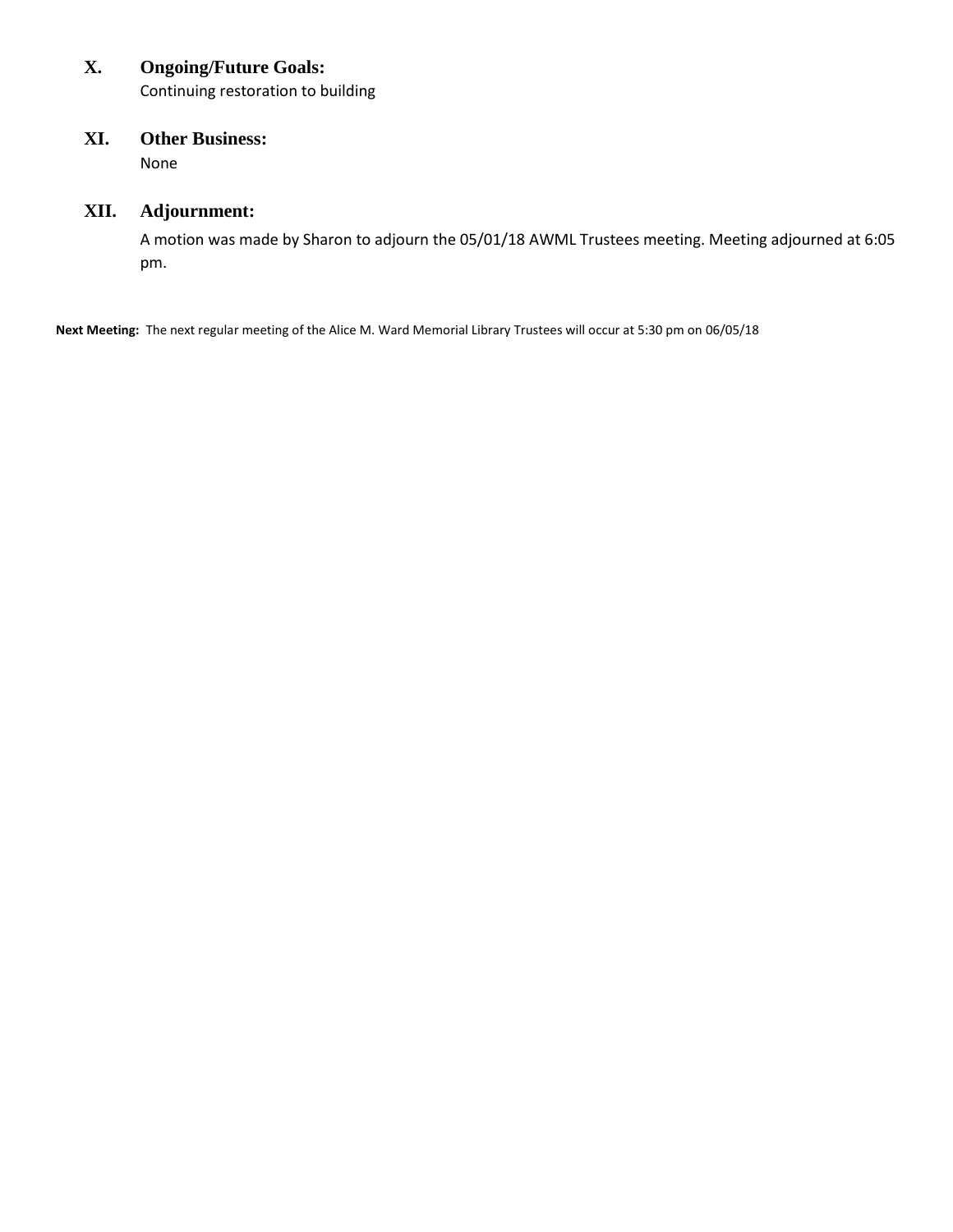## X. Ongoing/Future Goals:

Continuing restoration to building

## XI. Other Business:

None

## XII. Adjournment:

A motion was made by Sharon to adjourn the 05/01/18 AWML Trustees meeting. Meeting adjourned at 6:05 pm.

**Next Meeting:** The next regular meeting of the Alice M. Ward Memorial Library Trustees will occur at 5:30 pm on 06/05/18